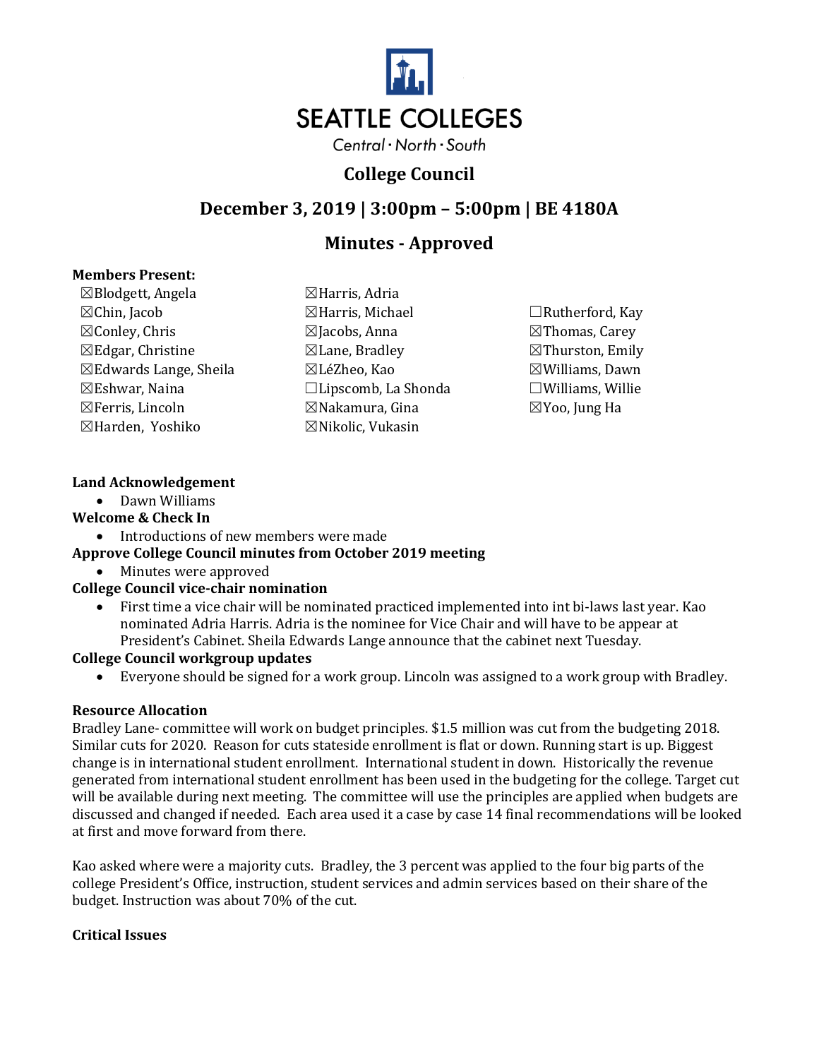SEATTLE COLLEGES

Central · North · South

# College Council

## December 3, 2019 | 3:00pm – 5:00pm | BE 4180A

## Minutes - Approved

**Members Present:**

| | | |
|---|---|---|
| ☒Blodgett, Angela | ☒Harris, Adria | |
| ☒Chin, Jacob | ☒Harris, Michael | ☐Rutherford, Kay |
| ☒Conley, Chris | ☒Jacobs, Anna | ☒Thomas, Carey |
| ☒Edgar, Christine | ☒Lane, Bradley | ☒Thurston, Emily |
| ☒Edwards Lange, Sheila | ☒LéZheo, Kao | ☒Williams, Dawn |
| ☒Eshwar, Naina | ☐Lipscomb, La Shonda | ☐Williams, Willie |
| ☒Ferris, Lincoln | ☒Nakamura, Gina | ☒Yoo, Jung Ha |
| ☒Harden, Yoshiko | ☒Nikolic, Vukasin | |

**Land Acknowledgement**

- Dawn Williams

**Welcome & Check In**

- Introductions of new members were made

**Approve College Council minutes from October 2019 meeting**

- Minutes were approved

**College Council vice-chair nomination**

- First time a vice chair will be nominated practiced implemented into int bi-laws last year. Kao nominated Adria Harris. Adria is the nominee for Vice Chair and will have to be appear at President's Cabinet. Sheila Edwards Lange announce that the cabinet next Tuesday.

**College Council workgroup updates**

- Everyone should be signed for a work group. Lincoln was assigned to a work group with Bradley.

**Resource Allocation**

Bradley Lane- committee will work on budget principles. $1.5 million was cut from the budgeting 2018. Similar cuts for 2020. Reason for cuts stateside enrollment is flat or down. Running start is up. Biggest change is in international student enrollment. International student in down. Historically the revenue generated from international student enrollment has been used in the budgeting for the college. Target cut will be available during next meeting. The committee will use the principles are applied when budgets are discussed and changed if needed. Each area used it a case by case 14 final recommendations will be looked at first and move forward from there.

Kao asked where were a majority cuts. Bradley, the 3 percent was applied to the four big parts of the college President's Office, instruction, student services and admin services based on their share of the budget. Instruction was about 70% of the cut.

**Critical Issues**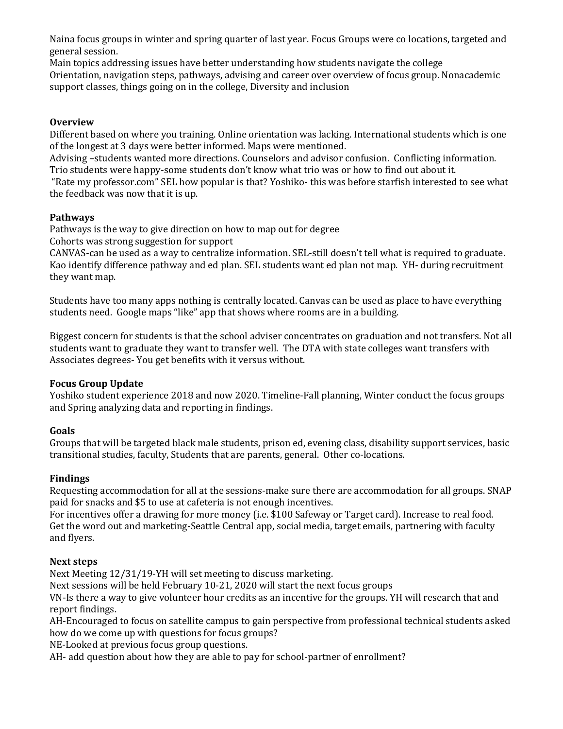Naina focus groups in winter and spring quarter of last year. Focus Groups were co locations, targeted and general session.
Main topics addressing issues have better understanding how students navigate the college
Orientation, navigation steps, pathways, advising and career over overview of focus group. Nonacademic support classes, things going on in the college, Diversity and inclusion

**Overview**
Different based on where you training. Online orientation was lacking. International students which is one of the longest at 3 days were better informed. Maps were mentioned.
Advising –students wanted more directions. Counselors and advisor confusion. Conflicting information.
Trio students were happy-some students don't know what trio was or how to find out about it.
"Rate my professor.com" SEL how popular is that? Yoshiko- this was before starfish interested to see what the feedback was now that it is up.

**Pathways**
Pathways is the way to give direction on how to map out for degree
Cohorts was strong suggestion for support
CANVAS-can be used as a way to centralize information. SEL-still doesn't tell what is required to graduate. Kao identify difference pathway and ed plan. SEL students want ed plan not map. YH- during recruitment they want map.

Students have too many apps nothing is centrally located. Canvas can be used as place to have everything students need. Google maps "like" app that shows where rooms are in a building.

Biggest concern for students is that the school adviser concentrates on graduation and not transfers. Not all students want to graduate they want to transfer well. The DTA with state colleges want transfers with Associates degrees- You get benefits with it versus without.

**Focus Group Update**
Yoshiko student experience 2018 and now 2020. Timeline-Fall planning, Winter conduct the focus groups and Spring analyzing data and reporting in findings.

**Goals**
Groups that will be targeted black male students, prison ed, evening class, disability support services, basic transitional studies, faculty, Students that are parents, general. Other co-locations.

**Findings**
Requesting accommodation for all at the sessions-make sure there are accommodation for all groups. SNAP paid for snacks and $5 to use at cafeteria is not enough incentives.
For incentives offer a drawing for more money (i.e. $100 Safeway or Target card). Increase to real food.
Get the word out and marketing-Seattle Central app, social media, target emails, partnering with faculty and flyers.

**Next steps**
Next Meeting 12/31/19-YH will set meeting to discuss marketing.
Next sessions will be held February 10-21, 2020 will start the next focus groups
VN-Is there a way to give volunteer hour credits as an incentive for the groups. YH will research that and report findings.
AH-Encouraged to focus on satellite campus to gain perspective from professional technical students asked how do we come up with questions for focus groups?
NE-Looked at previous focus group questions.
AH- add question about how they are able to pay for school-partner of enrollment?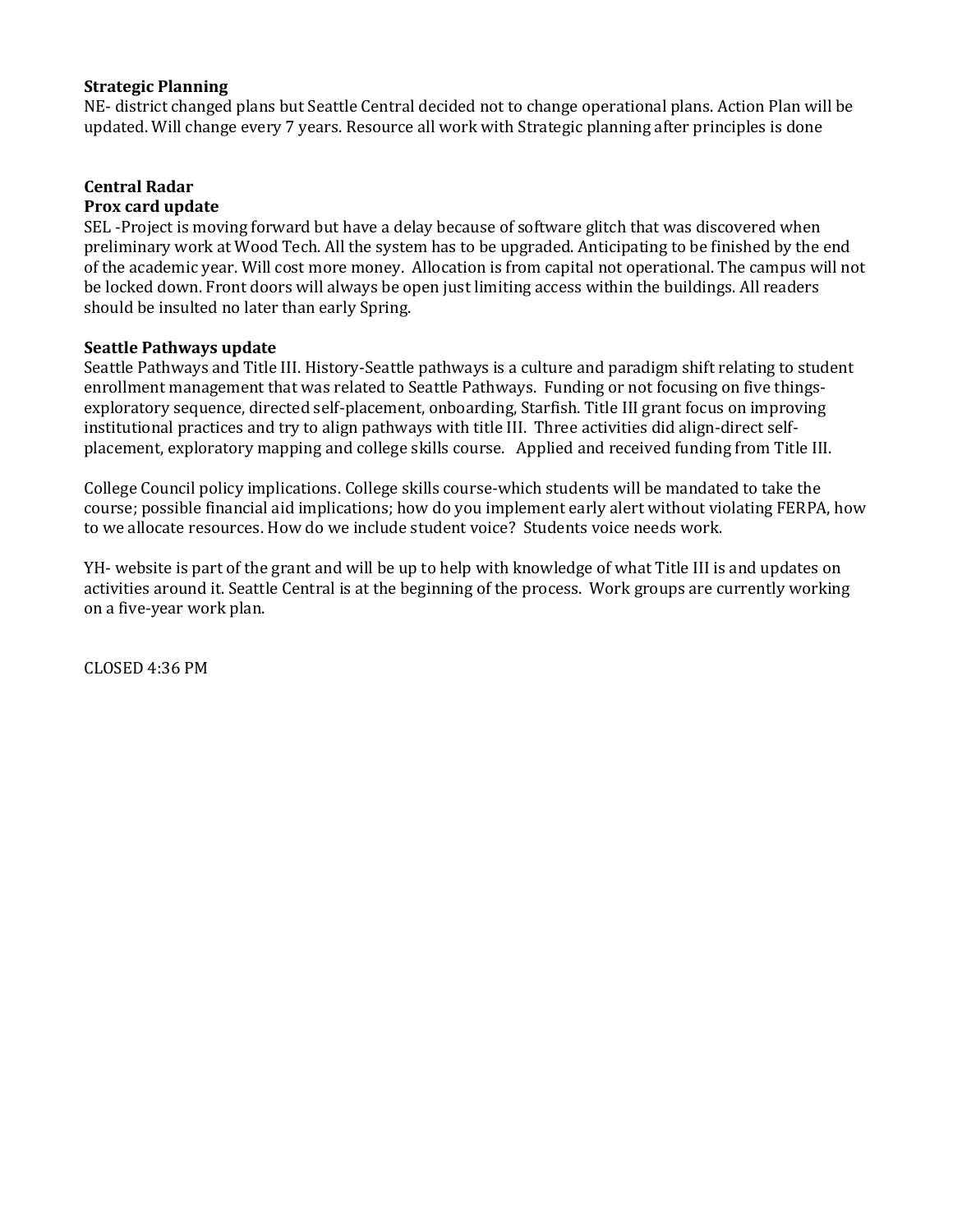**Strategic Planning**

NE- district changed plans but Seattle Central decided not to change operational plans. Action Plan will be updated. Will change every 7 years. Resource all work with Strategic planning after principles is done

**Central Radar**

**Prox card update**

SEL -Project is moving forward but have a delay because of software glitch that was discovered when preliminary work at Wood Tech. All the system has to be upgraded. Anticipating to be finished by the end of the academic year. Will cost more money. Allocation is from capital not operational. The campus will not be locked down. Front doors will always be open just limiting access within the buildings. All readers should be insulted no later than early Spring.

**Seattle Pathways update**

Seattle Pathways and Title III. History-Seattle pathways is a culture and paradigm shift relating to student enrollment management that was related to Seattle Pathways. Funding or not focusing on five things-exploratory sequence, directed self-placement, onboarding, Starfish. Title III grant focus on improving institutional practices and try to align pathways with title III. Three activities did align-direct self-placement, exploratory mapping and college skills course. Applied and received funding from Title III.

College Council policy implications. College skills course-which students will be mandated to take the course; possible financial aid implications; how do you implement early alert without violating FERPA, how to we allocate resources. How do we include student voice? Students voice needs work.

YH- website is part of the grant and will be up to help with knowledge of what Title III is and updates on activities around it. Seattle Central is at the beginning of the process. Work groups are currently working on a five-year work plan.

CLOSED 4:36 PM